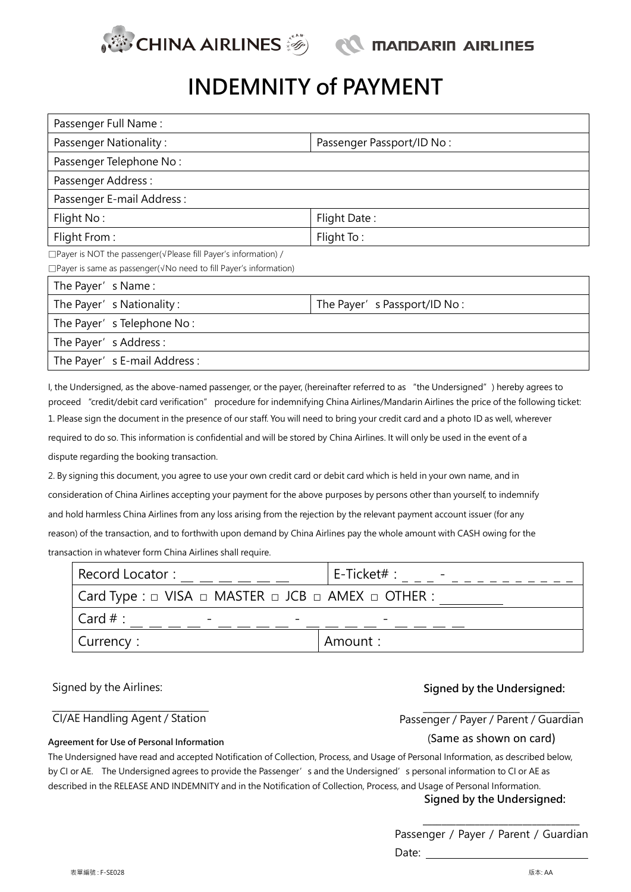CHINA AIRLINES MANDARIN AIRLINES

# INDEMNITY of PAYMENT

| Passenger Full Name : | |
|---|---|
| Passenger Nationality : | Passenger Passport/ID No : |
| Passenger Telephone No : | |
| Passenger Address : | |
| Passenger E-mail Address : | |
| Flight No : | Flight Date : |
| Flight From : | Flight To : |

□Payer is NOT the passenger(√Please fill Payer's information) /

□Payer is same as passenger(√No need to fill Payer's information)

| The Payer's Name : | |
|---|---|
| The Payer's Nationality : | The Payer's Passport/ID No : |
| The Payer's Telephone No : | |
| The Payer's Address : | |
| The Payer's E-mail Address : | |

I, the Undersigned, as the above-named passenger, or the payer, (hereinafter referred to as "the Undersigned") hereby agrees to proceed "credit/debit card verification" procedure for indemnifying China Airlines/Mandarin Airlines the price of the following ticket:

1. Please sign the document in the presence of our staff. You will need to bring your credit card and a photo ID as well, wherever required to do so. This information is confidential and will be stored by China Airlines. It will only be used in the event of a dispute regarding the booking transaction.

2. By signing this document, you agree to use your own credit card or debit card which is held in your own name, and in consideration of China Airlines accepting your payment for the above purposes by persons other than yourself, to indemnify and hold harmless China Airlines from any loss arising from the rejection by the relevant payment account issuer (for any reason) of the transaction, and to forthwith upon demand by China Airlines pay the whole amount with CASH owing for the transaction in whatever form China Airlines shall require.

| Record Locator : __ __ __ __ __ __ | E-Ticket# : _ _ _ - _ _ _ _ _ _ _ _ _ _ |
|---|---|
| Card Type : □ VISA □ MASTER □ JCB □ AMEX □ OTHER : ________ | |
| Card # : __ __ __ __ - __ __ __ __ - __ __ __ __ - __ __ __ __ | |
| Currency : | Amount : |

Signed by the Airlines:

______________________________

CI/AE Handling Agent / Station

**Signed by the Undersigned:**

______________________________

Passenger / Payer / Parent / Guardian

(Same as shown on card)

**Agreement for Use of Personal Information**

The Undersigned have read and accepted Notification of Collection, Process, and Usage of Personal Information, as described below, by CI or AE. The Undersigned agrees to provide the Passenger's and the Undersigned's personal information to CI or AE as described in the RELEASE AND INDEMNITY and in the Notification of Collection, Process, and Usage of Personal Information.

**Signed by the Undersigned:**

______________________________

Passenger / Payer / Parent / Guardian

Date: ______________________________

表單編號 : F-SE028

版本: AA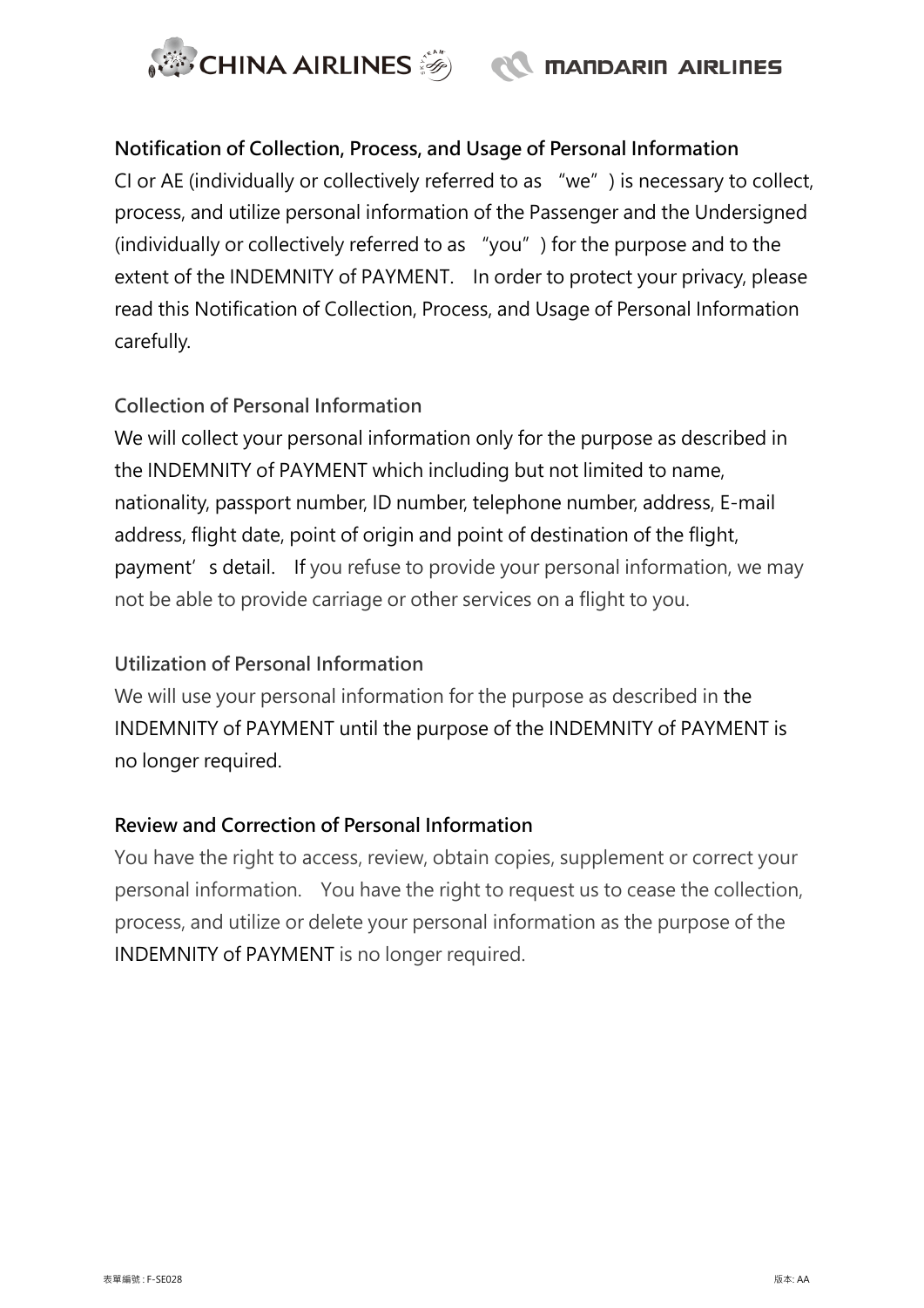**Notification of Collection, Process, and Usage of Personal Information**

CI or AE (individually or collectively referred to as "we") is necessary to collect, process, and utilize personal information of the Passenger and the Undersigned (individually or collectively referred to as "you") for the purpose and to the extent of the INDEMNITY of PAYMENT. In order to protect your privacy, please read this Notification of Collection, Process, and Usage of Personal Information carefully.

**Collection of Personal Information**

We will collect your personal information only for the purpose as described in the INDEMNITY of PAYMENT which including but not limited to name, nationality, passport number, ID number, telephone number, address, E-mail address, flight date, point of origin and point of destination of the flight, payment's detail. If you refuse to provide your personal information, we may not be able to provide carriage or other services on a flight to you.

**Utilization of Personal Information**

We will use your personal information for the purpose as described in the INDEMNITY of PAYMENT until the purpose of the INDEMNITY of PAYMENT is no longer required.

**Review and Correction of Personal Information**

You have the right to access, review, obtain copies, supplement or correct your personal information. You have the right to request us to cease the collection, process, and utilize or delete your personal information as the purpose of the INDEMNITY of PAYMENT is no longer required.

表單編號 : F-SE028

版本: AA